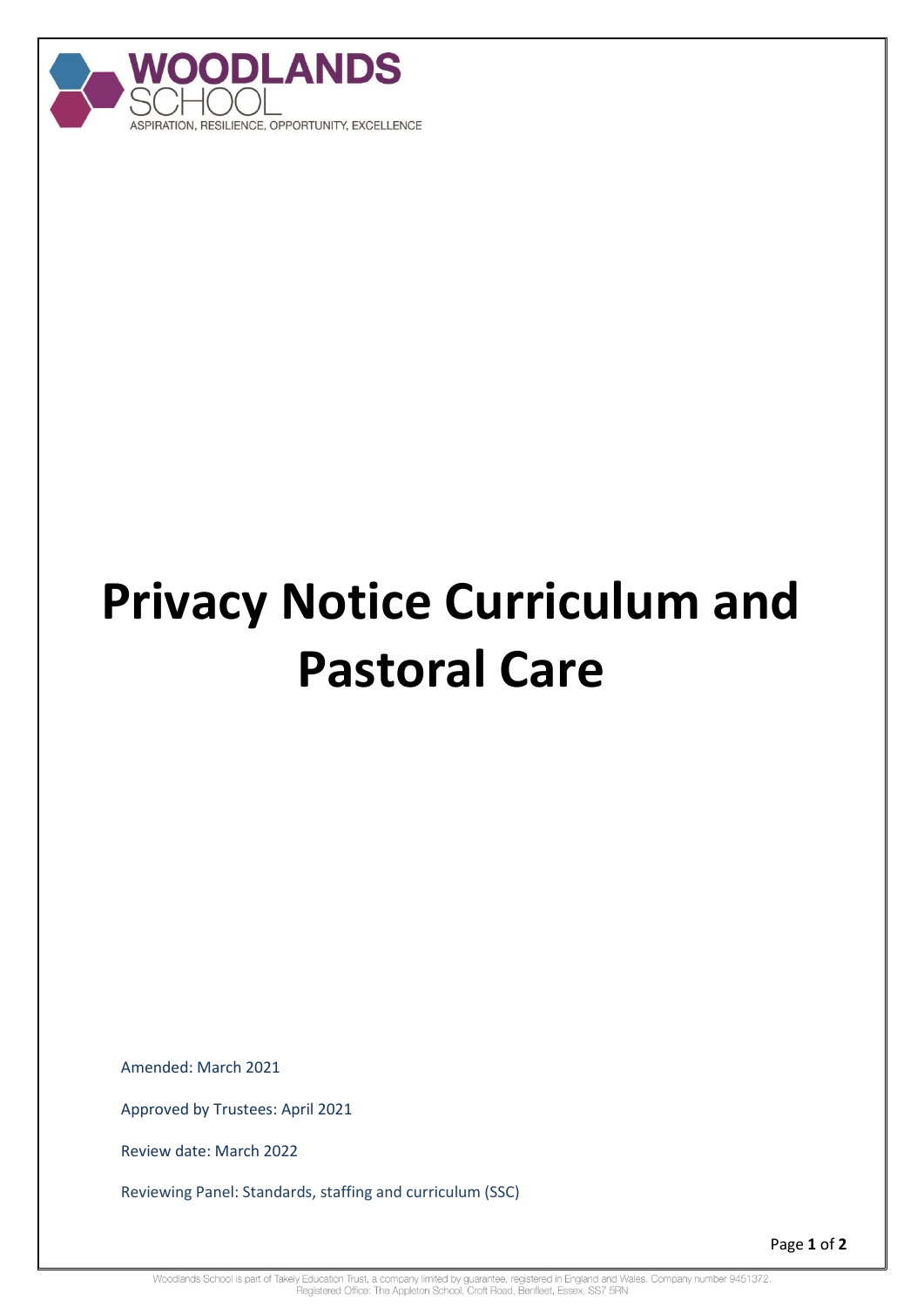WOODLANDS SCHOOL

ASPIRATION, RESILIENCE, OPPORTUNITY, EXCELLENCE

# Privacy Notice Curriculum and Pastoral Care

Amended: March 2021

Approved by Trustees: April 2021

Review date: March 2022

Reviewing Panel: Standards, staffing and curriculum (SSC)

Woodlands School is part of Takely Education Trust, a company limited by guarantee, registered in England and Wales. Company number 9451372. Registered Office: The Appleton School, Croft Road, Benfleet, Essex, SS7 5RN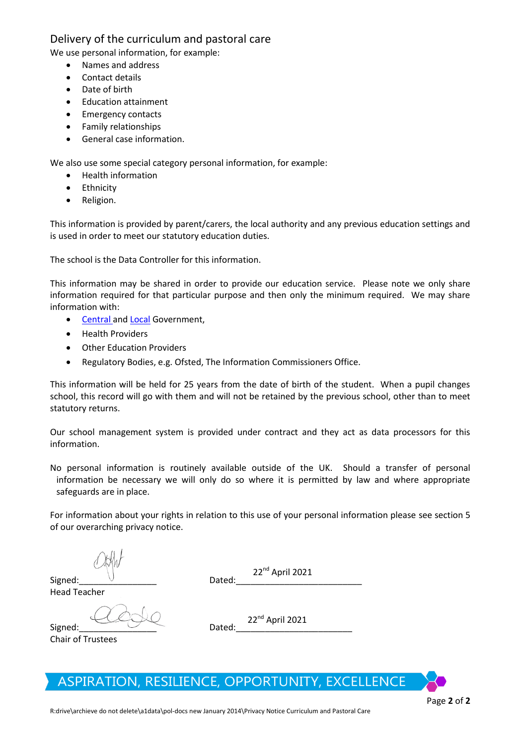## Delivery of the curriculum and pastoral care

We use personal information, for example:

- Names and address
- Contact details
- Date of birth
- Education attainment
- Emergency contacts
- Family relationships
- General case information.

We also use some special category personal information, for example:

- Health information
- Ethnicity
- Religion.

This information is provided by parent/carers, the local authority and any previous education settings and is used in order to meet our statutory education duties.

The school is the Data Controller for this information.

This information may be shared in order to provide our education service. Please note we only share information required for that particular purpose and then only the minimum required. We may share information with:

- Central and Local Government,
- Health Providers
- Other Education Providers
- Regulatory Bodies, e.g. Ofsted, The Information Commissioners Office.

This information will be held for 25 years from the date of birth of the student. When a pupil changes school, this record will go with them and will not be retained by the previous school, other than to meet statutory returns.

Our school management system is provided under contract and they act as data processors for this information.

No personal information is routinely available outside of the UK. Should a transfer of personal information be necessary we will only do so where it is permitted by law and where appropriate safeguards are in place.

For information about your rights in relation to this use of your personal information please see section 5 of our overarching privacy notice.

Signed:\_\_\_\_\_\_\_\_\_\_\_\_\_\_\_\_ Dated: 22nd April 2021
Head Teacher

Signed:\_\_\_\_\_\_\_\_\_\_\_\_\_\_\_\_ Dated: 22nd April 2021
Chair of Trustees

ASPIRATION, RESILIENCE, OPPORTUNITY, EXCELLENCE

R:drive\archieve do not delete\a1data\pol-docs new January 2014\Privacy Notice Curriculum and Pastoral Care